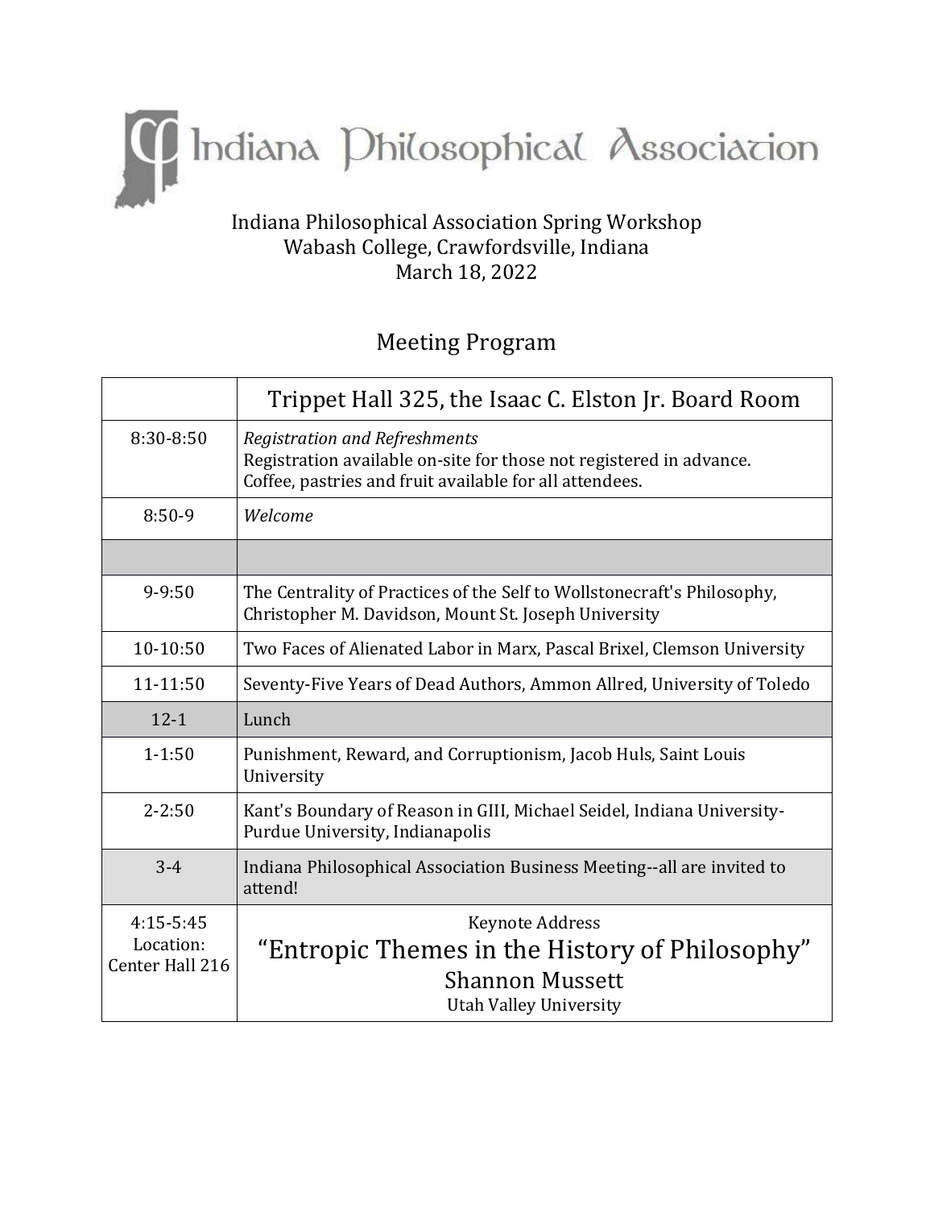# Indiana Philosophical Association

Indiana Philosophical Association Spring Workshop
Wabash College, Crawfordsville, Indiana
March 18, 2022

## Meeting Program

| | Trippet Hall 325, the Isaac C. Elston Jr. Board Room |
|---|---|
| 8:30-8:50 | *Registration and Refreshments* Registration available on-site for those not registered in advance. Coffee, pastries and fruit available for all attendees. |
| 8:50-9 | *Welcome* |
| | |
| 9-9:50 | The Centrality of Practices of the Self to Wollstonecraft's Philosophy, Christopher M. Davidson, Mount St. Joseph University |
| 10-10:50 | Two Faces of Alienated Labor in Marx, Pascal Brixel, Clemson University |
| 11-11:50 | Seventy-Five Years of Dead Authors, Ammon Allred, University of Toledo |
| 12-1 | Lunch |
| 1-1:50 | Punishment, Reward, and Corruptionism, Jacob Huls, Saint Louis University |
| 2-2:50 | Kant's Boundary of Reason in GIII, Michael Seidel, Indiana University-Purdue University, Indianapolis |
| 3-4 | Indiana Philosophical Association Business Meeting--all are invited to attend! |
| 4:15-5:45 Location: Center Hall 216 | Keynote Address "Entropic Themes in the History of Philosophy" Shannon Mussett Utah Valley University |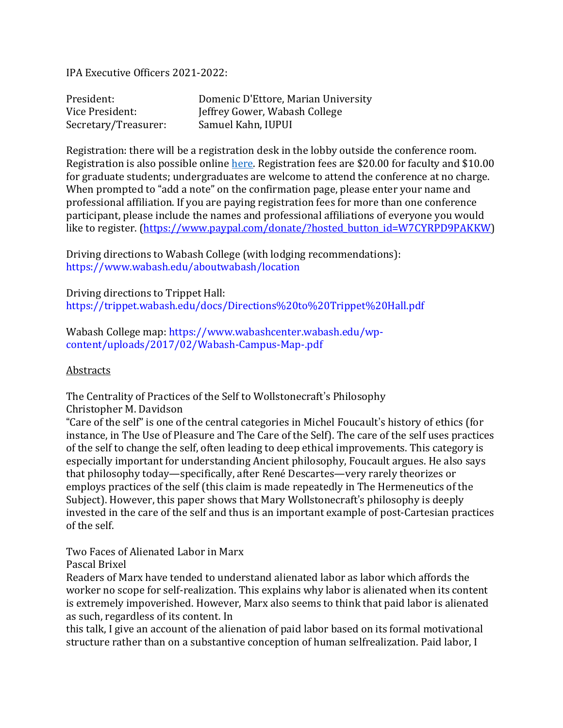IPA Executive Officers 2021-2022:

| | |
|---|---|
| President: | Domenic D'Ettore, Marian University |
| Vice President: | Jeffrey Gower, Wabash College |
| Secretary/Treasurer: | Samuel Kahn, IUPUI |

Registration: there will be a registration desk in the lobby outside the conference room. Registration is also possible online [here](https://www.paypal.com/donate/?hosted_button_id=W7CYRPD9PAKKW). Registration fees are $20.00 for faculty and $10.00 for graduate students; undergraduates are welcome to attend the conference at no charge. When prompted to "add a note" on the confirmation page, please enter your name and professional affiliation. If you are paying registration fees for more than one conference participant, please include the names and professional affiliations of everyone you would like to register. (https://www.paypal.com/donate/?hosted_button_id=W7CYRPD9PAKKW)

Driving directions to Wabash College (with lodging recommendations): https://www.wabash.edu/aboutwabash/location

Driving directions to Trippet Hall: https://trippet.wabash.edu/docs/Directions%20to%20Trippet%20Hall.pdf

Wabash College map: https://www.wabashcenter.wabash.edu/wp-content/uploads/2017/02/Wabash-Campus-Map-.pdf

## Abstracts

The Centrality of Practices of the Self to Wollstonecraft's Philosophy
Christopher M. Davidson
"Care of the self" is one of the central categories in Michel Foucault's history of ethics (for instance, in The Use of Pleasure and The Care of the Self). The care of the self uses practices of the self to change the self, often leading to deep ethical improvements. This category is especially important for understanding Ancient philosophy, Foucault argues. He also says that philosophy today—specifically, after René Descartes—very rarely theorizes or employs practices of the self (this claim is made repeatedly in The Hermeneutics of the Subject). However, this paper shows that Mary Wollstonecraft's philosophy is deeply invested in the care of the self and thus is an important example of post-Cartesian practices of the self.

Two Faces of Alienated Labor in Marx
Pascal Brixel
Readers of Marx have tended to understand alienated labor as labor which affords the worker no scope for self-realization. This explains why labor is alienated when its content is extremely impoverished. However, Marx also seems to think that paid labor is alienated as such, regardless of its content. In
this talk, I give an account of the alienation of paid labor based on its formal motivational structure rather than on a substantive conception of human selfrealization. Paid labor, I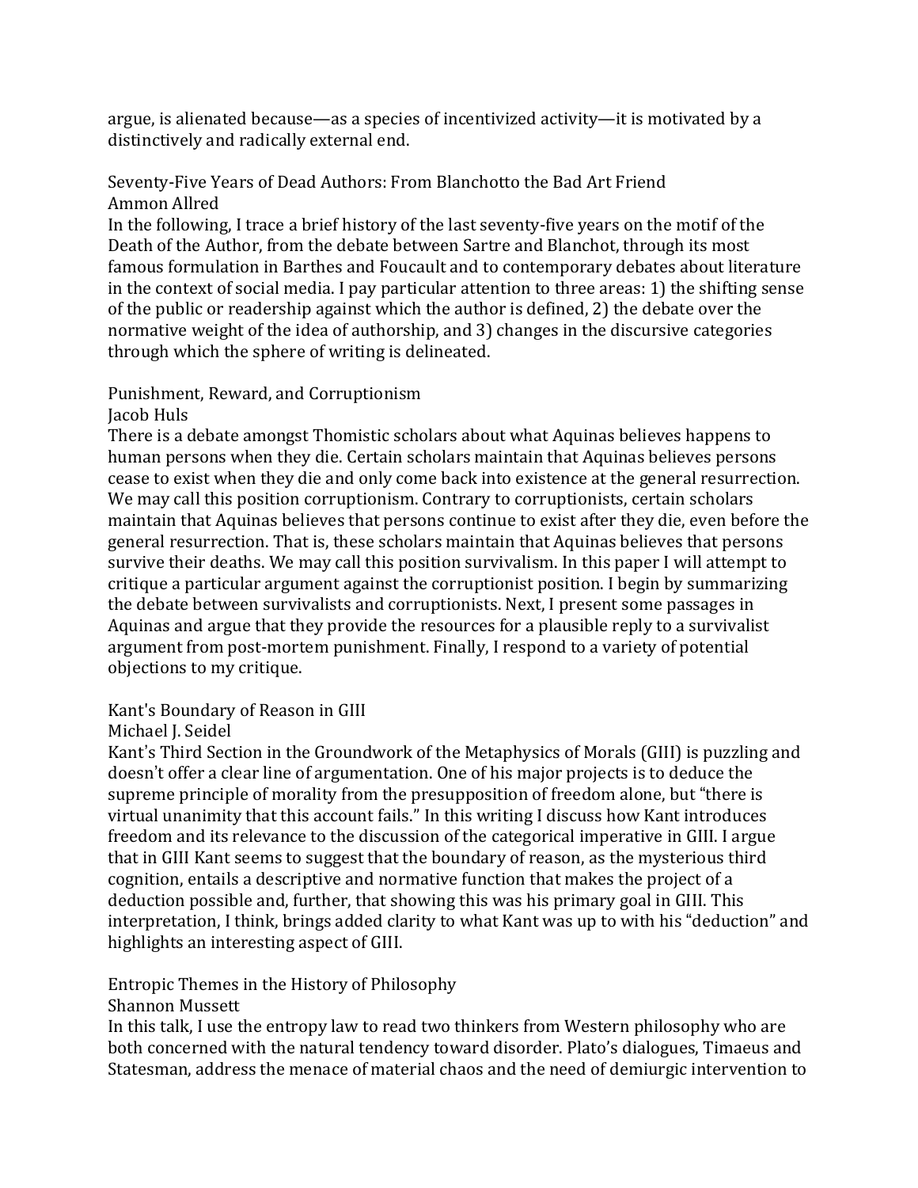argue, is alienated because—as a species of incentivized activity—it is motivated by a distinctively and radically external end.

## Seventy-Five Years of Dead Authors: From Blanchotto the Bad Art Friend

Ammon Allred

In the following, I trace a brief history of the last seventy-five years on the motif of the Death of the Author, from the debate between Sartre and Blanchot, through its most famous formulation in Barthes and Foucault and to contemporary debates about literature in the context of social media. I pay particular attention to three areas: 1) the shifting sense of the public or readership against which the author is defined, 2) the debate over the normative weight of the idea of authorship, and 3) changes in the discursive categories through which the sphere of writing is delineated.

## Punishment, Reward, and Corruptionism

Jacob Huls

There is a debate amongst Thomistic scholars about what Aquinas believes happens to human persons when they die. Certain scholars maintain that Aquinas believes persons cease to exist when they die and only come back into existence at the general resurrection. We may call this position corruptionism. Contrary to corruptionists, certain scholars maintain that Aquinas believes that persons continue to exist after they die, even before the general resurrection. That is, these scholars maintain that Aquinas believes that persons survive their deaths. We may call this position survivalism. In this paper I will attempt to critique a particular argument against the corruptionist position. I begin by summarizing the debate between survivalists and corruptionists. Next, I present some passages in Aquinas and argue that they provide the resources for a plausible reply to a survivalist argument from post-mortem punishment. Finally, I respond to a variety of potential objections to my critique.

## Kant's Boundary of Reason in GIII

Michael J. Seidel

Kant's Third Section in the Groundwork of the Metaphysics of Morals (GIII) is puzzling and doesn't offer a clear line of argumentation. One of his major projects is to deduce the supreme principle of morality from the presupposition of freedom alone, but "there is virtual unanimity that this account fails." In this writing I discuss how Kant introduces freedom and its relevance to the discussion of the categorical imperative in GIII. I argue that in GIII Kant seems to suggest that the boundary of reason, as the mysterious third cognition, entails a descriptive and normative function that makes the project of a deduction possible and, further, that showing this was his primary goal in GIII. This interpretation, I think, brings added clarity to what Kant was up to with his "deduction" and highlights an interesting aspect of GIII.

## Entropic Themes in the History of Philosophy

Shannon Mussett

In this talk, I use the entropy law to read two thinkers from Western philosophy who are both concerned with the natural tendency toward disorder. Plato's dialogues, Timaeus and Statesman, address the menace of material chaos and the need of demiurgic intervention to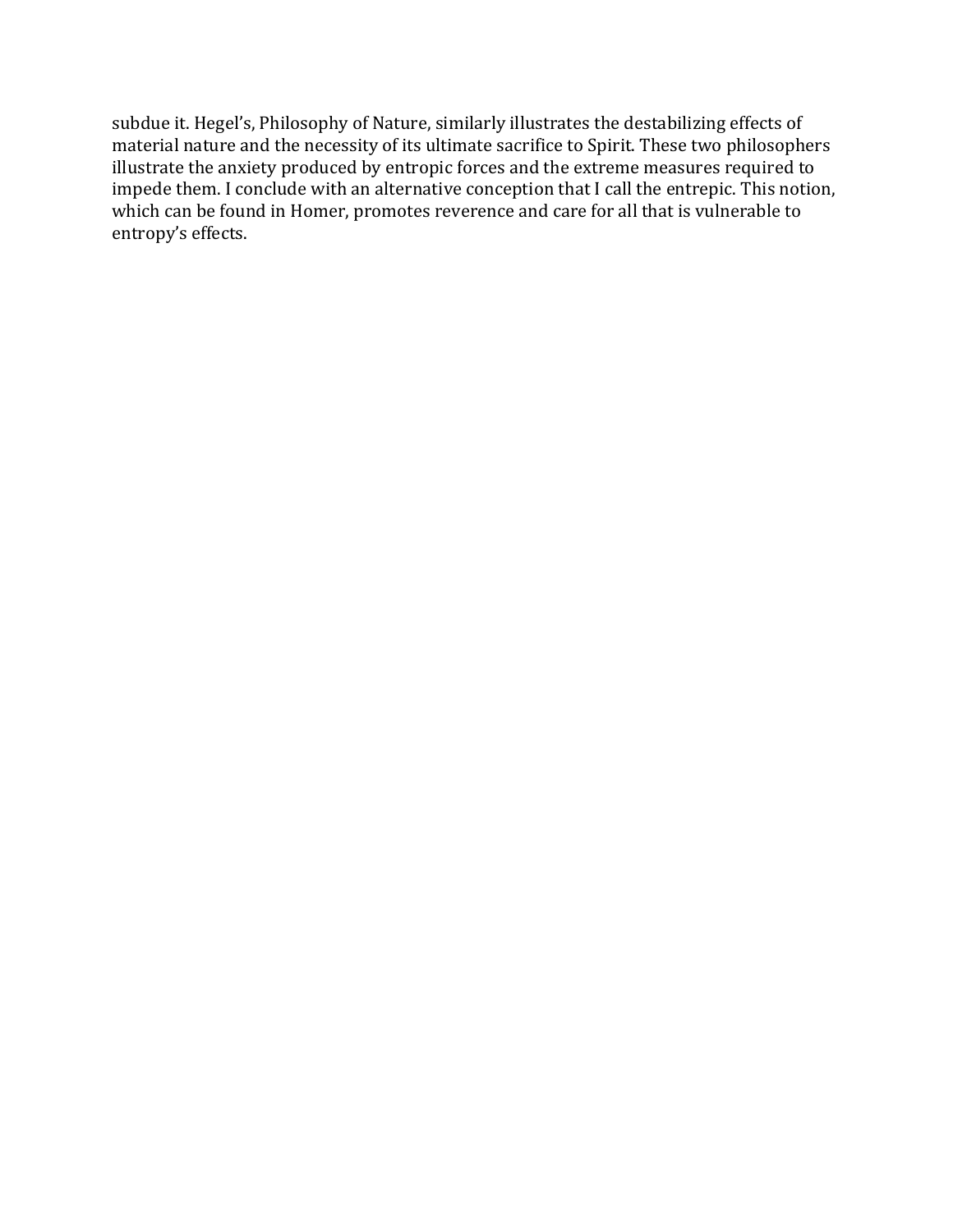subdue it. Hegel's, Philosophy of Nature, similarly illustrates the destabilizing effects of material nature and the necessity of its ultimate sacrifice to Spirit. These two philosophers illustrate the anxiety produced by entropic forces and the extreme measures required to impede them. I conclude with an alternative conception that I call the entrepic. This notion, which can be found in Homer, promotes reverence and care for all that is vulnerable to entropy's effects.